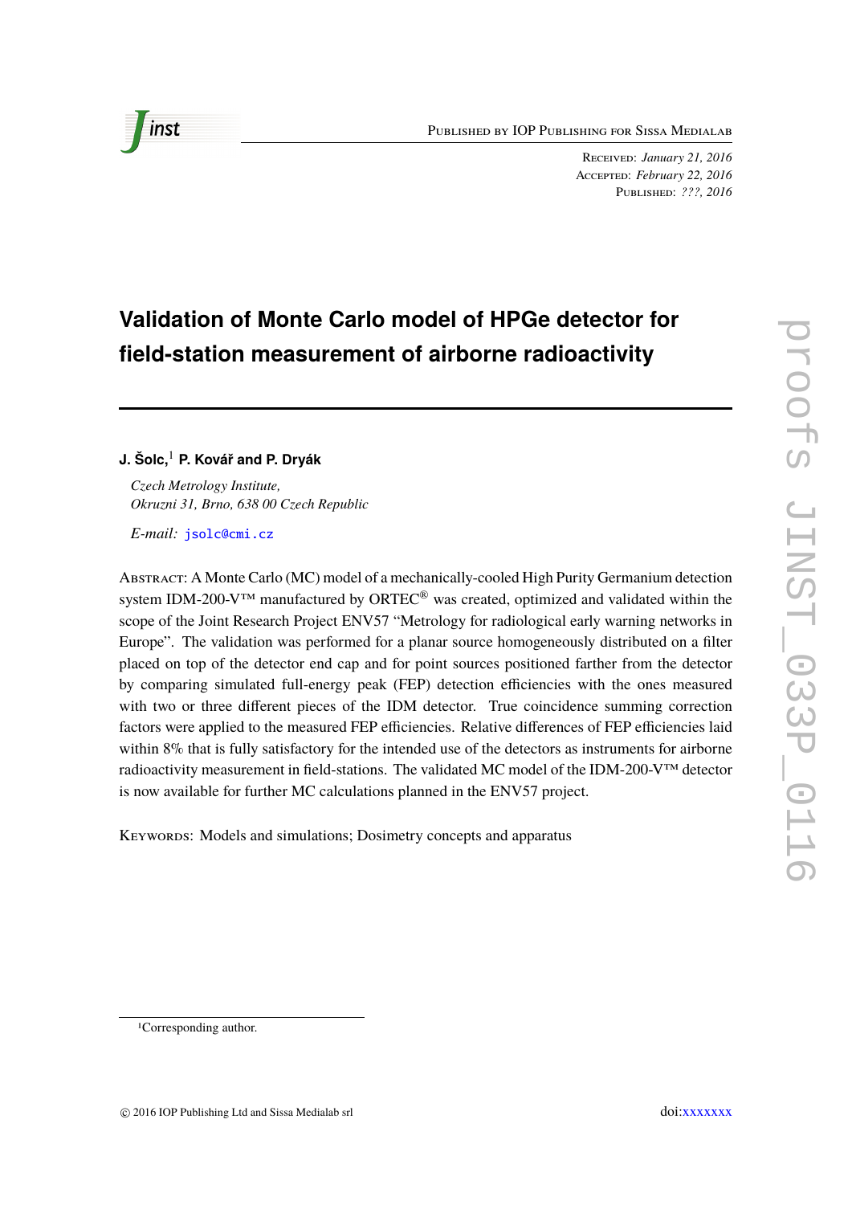Received: *January 21, 2016*
Accepted: *February 22, 2016*
Published: *???, 2016*

# Validation of Monte Carlo model of HPGe detector for field-station measurement of airborne radioactivity

**J. Šolc,[1] P. Kovář and P. Dryák**

*Czech Metrology Institute,*
*Okruzni 31, Brno, 638 00 Czech Republic*

*E-mail:* jsolc@cmi.cz

Abstract: A Monte Carlo (MC) model of a mechanically-cooled High Purity Germanium detection system IDM-200-V™ manufactured by ORTEC® was created, optimized and validated within the scope of the Joint Research Project ENV57 "Metrology for radiological early warning networks in Europe". The validation was performed for a planar source homogeneously distributed on a filter placed on top of the detector end cap and for point sources positioned farther from the detector by comparing simulated full-energy peak (FEP) detection efficiencies with the ones measured with two or three different pieces of the IDM detector. True coincidence summing correction factors were applied to the measured FEP efficiencies. Relative differences of FEP efficiencies laid within 8% that is fully satisfactory for the intended use of the detectors as instruments for airborne radioactivity measurement in field-stations. The validated MC model of the IDM-200-V™ detector is now available for further MC calculations planned in the ENV57 project.

Keywords: Models and simulations; Dosimetry concepts and apparatus

[1] Corresponding author.

© 2016 IOP Publishing Ltd and Sissa Medialab srl

doi:xxxxxxx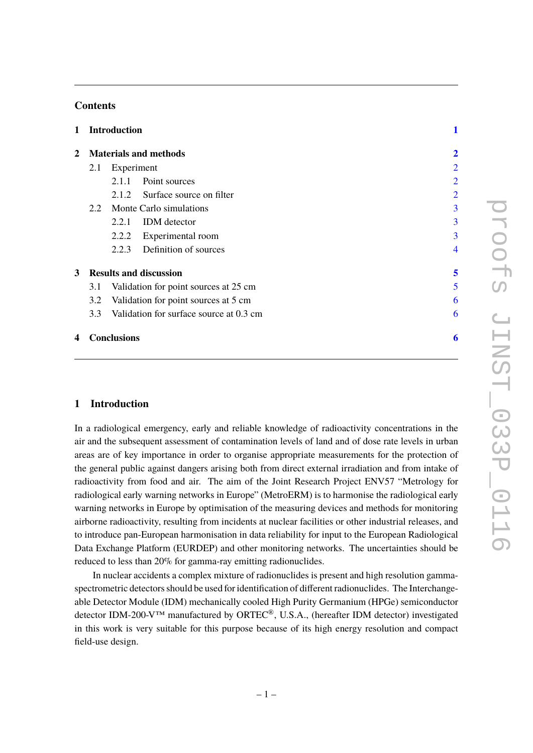## Contents

| | | |
|---|---|---|
| **1** | **Introduction** | **1** |
| **2** | **Materials and methods** | **2** |
| 2.1 | Experiment | 2 |
| 2.1.1 | Point sources | 2 |
| 2.1.2 | Surface source on filter | 2 |
| 2.2 | Monte Carlo simulations | 3 |
| 2.2.1 | IDM detector | 3 |
| 2.2.2 | Experimental room | 3 |
| 2.2.3 | Definition of sources | 4 |
| **3** | **Results and discussion** | **5** |
| 3.1 | Validation for point sources at 25 cm | 5 |
| 3.2 | Validation for point sources at 5 cm | 6 |
| 3.3 | Validation for surface source at 0.3 cm | 6 |
| **4** | **Conclusions** | **6** |

## 1 Introduction

In a radiological emergency, early and reliable knowledge of radioactivity concentrations in the air and the subsequent assessment of contamination levels of land and of dose rate levels in urban areas are of key importance in order to organise appropriate measurements for the protection of the general public against dangers arising both from direct external irradiation and from intake of radioactivity from food and air. The aim of the Joint Research Project ENV57 "Metrology for radiological early warning networks in Europe" (MetroERM) is to harmonise the radiological early warning networks in Europe by optimisation of the measuring devices and methods for monitoring airborne radioactivity, resulting from incidents at nuclear facilities or other industrial releases, and to introduce pan-European harmonisation in data reliability for input to the European Radiological Data Exchange Platform (EURDEP) and other monitoring networks. The uncertainties should be reduced to less than 20% for gamma-ray emitting radionuclides.

In nuclear accidents a complex mixture of radionuclides is present and high resolution gamma-spectrometric detectors should be used for identification of different radionuclides. The Interchangeable Detector Module (IDM) mechanically cooled High Purity Germanium (HPGe) semiconductor detector IDM-200-V™ manufactured by ORTEC®, U.S.A., (hereafter IDM detector) investigated in this work is very suitable for this purpose because of its high energy resolution and compact field-use design.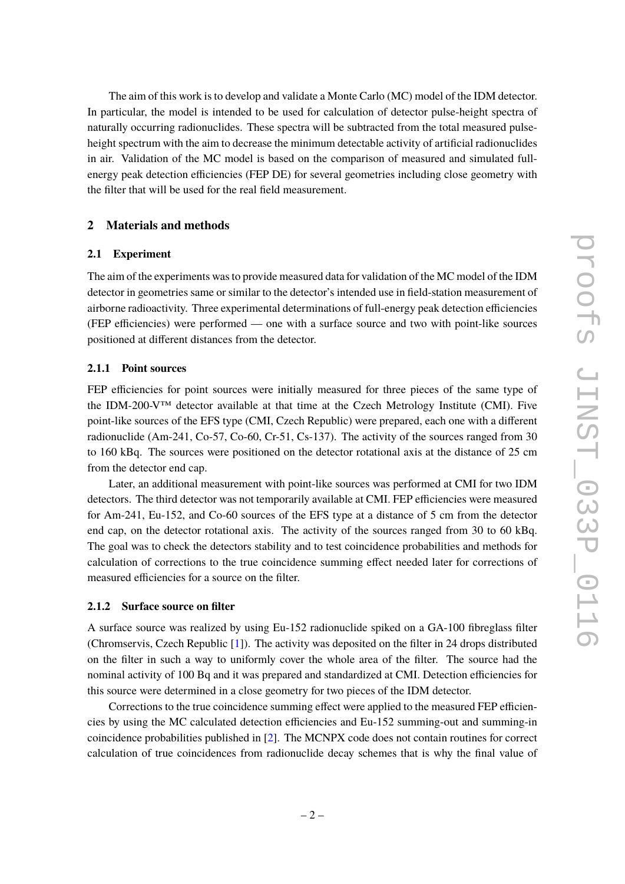The aim of this work is to develop and validate a Monte Carlo (MC) model of the IDM detector. In particular, the model is intended to be used for calculation of detector pulse-height spectra of naturally occurring radionuclides. These spectra will be subtracted from the total measured pulse-height spectrum with the aim to decrease the minimum detectable activity of artificial radionuclides in air. Validation of the MC model is based on the comparison of measured and simulated full-energy peak detection efficiencies (FEP DE) for several geometries including close geometry with the filter that will be used for the real field measurement.

## 2 Materials and methods

### 2.1 Experiment

The aim of the experiments was to provide measured data for validation of the MC model of the IDM detector in geometries same or similar to the detector's intended use in field-station measurement of airborne radioactivity. Three experimental determinations of full-energy peak detection efficiencies (FEP efficiencies) were performed — one with a surface source and two with point-like sources positioned at different distances from the detector.

#### 2.1.1 Point sources

FEP efficiencies for point sources were initially measured for three pieces of the same type of the IDM-200-V™ detector available at that time at the Czech Metrology Institute (CMI). Five point-like sources of the EFS type (CMI, Czech Republic) were prepared, each one with a different radionuclide (Am-241, Co-57, Co-60, Cr-51, Cs-137). The activity of the sources ranged from 30 to 160 kBq. The sources were positioned on the detector rotational axis at the distance of 25 cm from the detector end cap.

Later, an additional measurement with point-like sources was performed at CMI for two IDM detectors. The third detector was not temporarily available at CMI. FEP efficiencies were measured for Am-241, Eu-152, and Co-60 sources of the EFS type at a distance of 5 cm from the detector end cap, on the detector rotational axis. The activity of the sources ranged from 30 to 60 kBq. The goal was to check the detectors stability and to test coincidence probabilities and methods for calculation of corrections to the true coincidence summing effect needed later for corrections of measured efficiencies for a source on the filter.

#### 2.1.2 Surface source on filter

A surface source was realized by using Eu-152 radionuclide spiked on a GA-100 fibreglass filter (Chromservis, Czech Republic [1]). The activity was deposited on the filter in 24 drops distributed on the filter in such a way to uniformly cover the whole area of the filter. The source had the nominal activity of 100 Bq and it was prepared and standardized at CMI. Detection efficiencies for this source were determined in a close geometry for two pieces of the IDM detector.

Corrections to the true coincidence summing effect were applied to the measured FEP efficiencies by using the MC calculated detection efficiencies and Eu-152 summing-out and summing-in coincidence probabilities published in [2]. The MCNPX code does not contain routines for correct calculation of true coincidences from radionuclide decay schemes that is why the final value of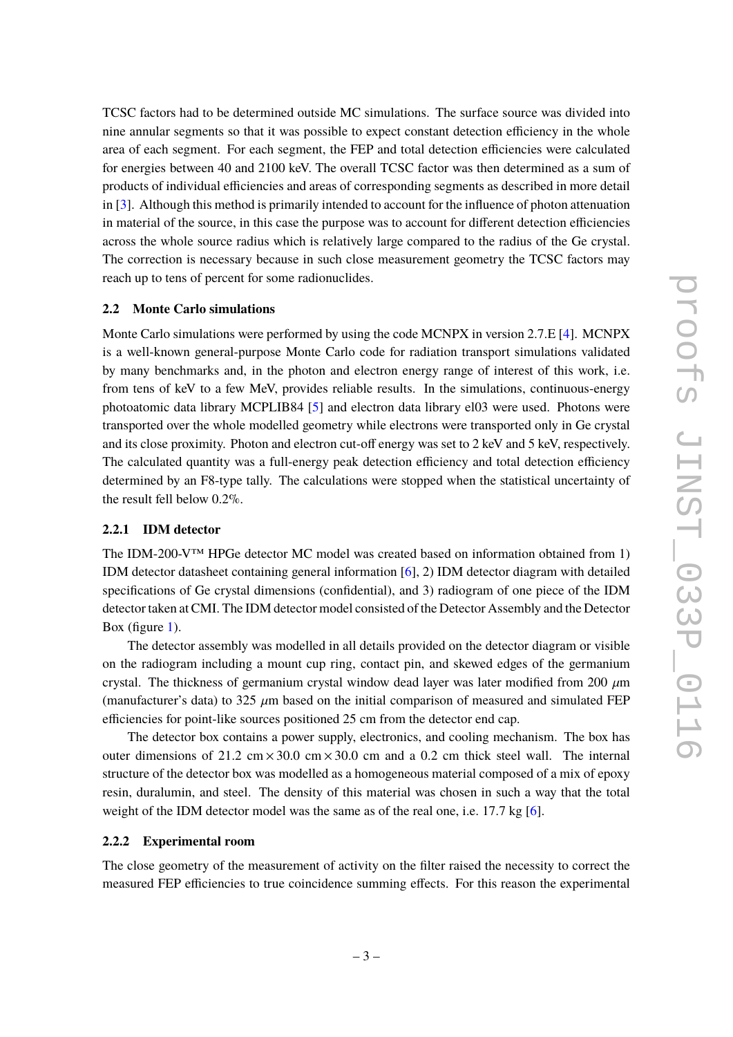TCSC factors had to be determined outside MC simulations. The surface source was divided into nine annular segments so that it was possible to expect constant detection efficiency in the whole area of each segment. For each segment, the FEP and total detection efficiencies were calculated for energies between 40 and 2100 keV. The overall TCSC factor was then determined as a sum of products of individual efficiencies and areas of corresponding segments as described in more detail in [3]. Although this method is primarily intended to account for the influence of photon attenuation in material of the source, in this case the purpose was to account for different detection efficiencies across the whole source radius which is relatively large compared to the radius of the Ge crystal. The correction is necessary because in such close measurement geometry the TCSC factors may reach up to tens of percent for some radionuclides.

### 2.2 Monte Carlo simulations

Monte Carlo simulations were performed by using the code MCNPX in version 2.7.E [4]. MCNPX is a well-known general-purpose Monte Carlo code for radiation transport simulations validated by many benchmarks and, in the photon and electron energy range of interest of this work, i.e. from tens of keV to a few MeV, provides reliable results. In the simulations, continuous-energy photoatomic data library MCPLIB84 [5] and electron data library el03 were used. Photons were transported over the whole modelled geometry while electrons were transported only in Ge crystal and its close proximity. Photon and electron cut-off energy was set to 2 keV and 5 keV, respectively. The calculated quantity was a full-energy peak detection efficiency and total detection efficiency determined by an F8-type tally. The calculations were stopped when the statistical uncertainty of the result fell below 0.2%.

#### 2.2.1 IDM detector

The IDM-200-V™ HPGe detector MC model was created based on information obtained from 1) IDM detector datasheet containing general information [6], 2) IDM detector diagram with detailed specifications of Ge crystal dimensions (confidential), and 3) radiogram of one piece of the IDM detector taken at CMI. The IDM detector model consisted of the Detector Assembly and the Detector Box (figure 1).

The detector assembly was modelled in all details provided on the detector diagram or visible on the radiogram including a mount cup ring, contact pin, and skewed edges of the germanium crystal. The thickness of germanium crystal window dead layer was later modified from 200 $\mu$m (manufacturer's data) to 325 $\mu$m based on the initial comparison of measured and simulated FEP efficiencies for point-like sources positioned 25 cm from the detector end cap.

The detector box contains a power supply, electronics, and cooling mechanism. The box has outer dimensions of 21.2 cm $\times$ 30.0 cm $\times$ 30.0 cm and a 0.2 cm thick steel wall. The internal structure of the detector box was modelled as a homogeneous material composed of a mix of epoxy resin, duralumin, and steel. The density of this material was chosen in such a way that the total weight of the IDM detector model was the same as of the real one, i.e. 17.7 kg [6].

#### 2.2.2 Experimental room

The close geometry of the measurement of activity on the filter raised the necessity to correct the measured FEP efficiencies to true coincidence summing effects. For this reason the experimental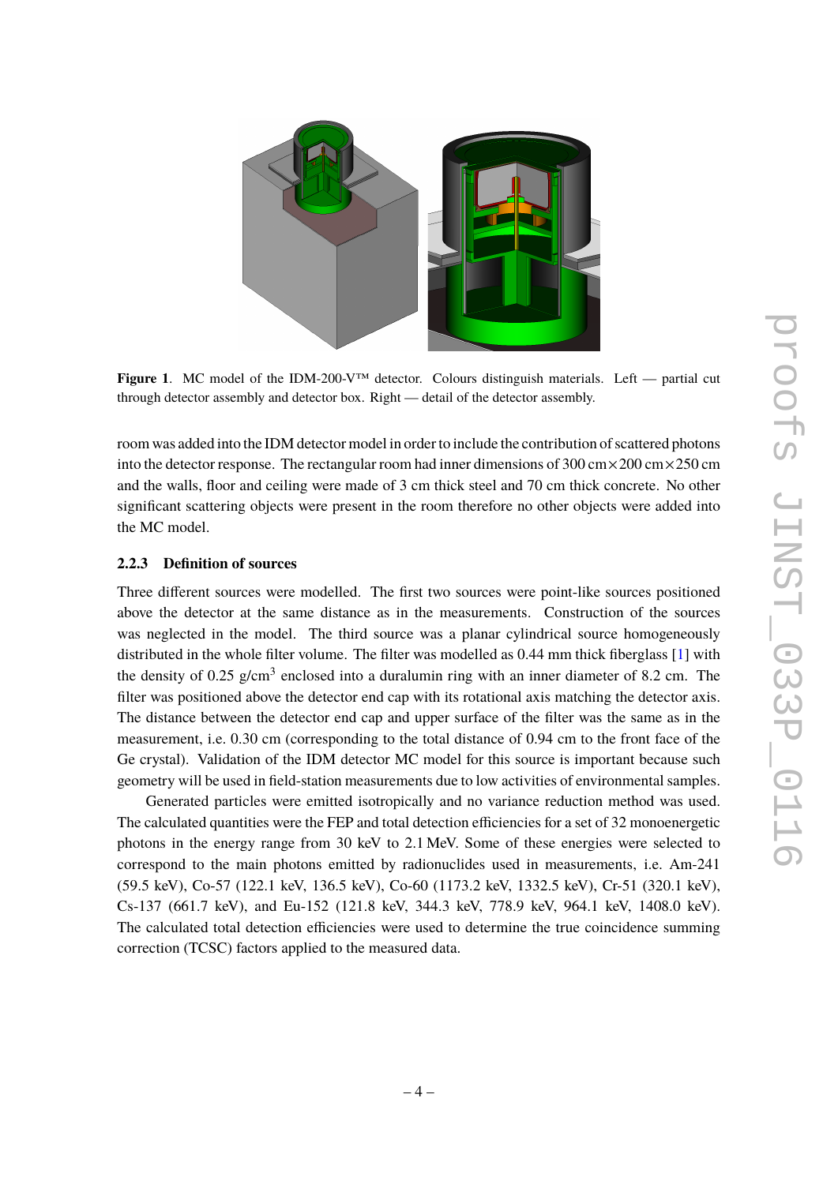**Figure 1**. MC model of the IDM-200-V™ detector. Colours distinguish materials. Left — partial cut through detector assembly and detector box. Right — detail of the detector assembly.

room was added into the IDM detector model in order to include the contribution of scattered photons into the detector response. The rectangular room had inner dimensions of 300 cm×200 cm×250 cm and the walls, floor and ceiling were made of 3 cm thick steel and 70 cm thick concrete. No other significant scattering objects were present in the room therefore no other objects were added into the MC model.

### 2.2.3 Definition of sources

Three different sources were modelled. The first two sources were point-like sources positioned above the detector at the same distance as in the measurements. Construction of the sources was neglected in the model. The third source was a planar cylindrical source homogeneously distributed in the whole filter volume. The filter was modelled as 0.44 mm thick fiberglass [1] with the density of 0.25 g/cm$^3$ enclosed into a duralumin ring with an inner diameter of 8.2 cm. The filter was positioned above the detector end cap with its rotational axis matching the detector axis. The distance between the detector end cap and upper surface of the filter was the same as in the measurement, i.e. 0.30 cm (corresponding to the total distance of 0.94 cm to the front face of the Ge crystal). Validation of the IDM detector MC model for this source is important because such geometry will be used in field-station measurements due to low activities of environmental samples.

Generated particles were emitted isotropically and no variance reduction method was used. The calculated quantities were the FEP and total detection efficiencies for a set of 32 monoenergetic photons in the energy range from 30 keV to 2.1 MeV. Some of these energies were selected to correspond to the main photons emitted by radionuclides used in measurements, i.e. Am-241 (59.5 keV), Co-57 (122.1 keV, 136.5 keV), Co-60 (1173.2 keV, 1332.5 keV), Cr-51 (320.1 keV), Cs-137 (661.7 keV), and Eu-152 (121.8 keV, 344.3 keV, 778.9 keV, 964.1 keV, 1408.0 keV). The calculated total detection efficiencies were used to determine the true coincidence summing correction (TCSC) factors applied to the measured data.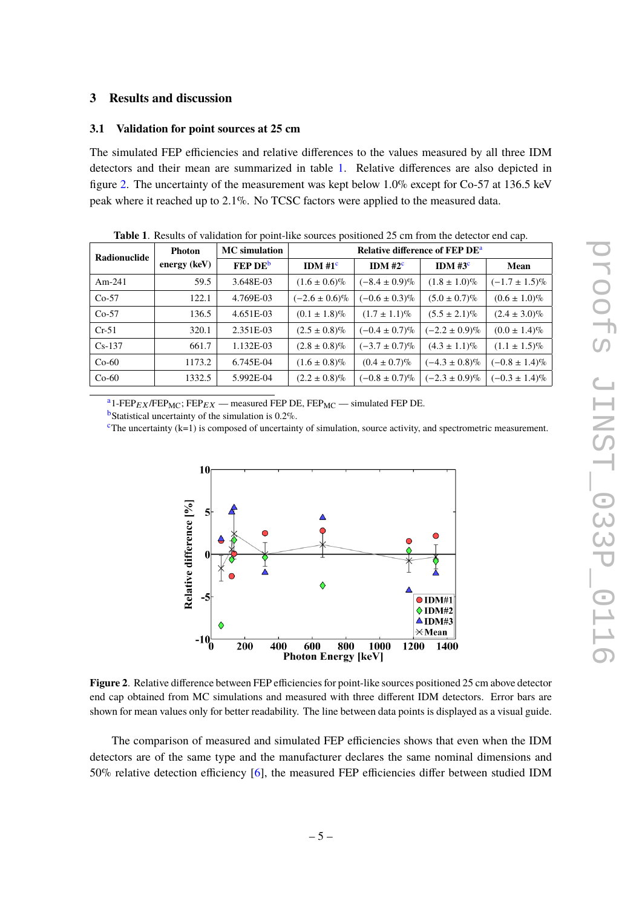## 3 Results and discussion

### 3.1 Validation for point sources at 25 cm

The simulated FEP efficiencies and relative differences to the values measured by all three IDM detectors and their mean are summarized in table 1. Relative differences are also depicted in figure 2. The uncertainty of the measurement was kept below 1.0% except for Co-57 at 136.5 keV peak where it reached up to 2.1%. No TCSC factors were applied to the measured data.

**Table 1**. Results of validation for point-like sources positioned 25 cm from the detector end cap.

| Radionuclide | Photon energy (keV) | MC simulation | Relative difference of FEP DE[a] | | | |
|---|---|---|---|---|---|---|
| | | FEP DE[b] | IDM #1[c] | IDM #2[c] | IDM #3[c] | Mean |
| Am-241 | 59.5 | 3.648E-03 | (1.6 ± 0.6)% | (−8.4 ± 0.9)% | (1.8 ± 1.0)% | (−1.7 ± 1.5)% |
| Co-57 | 122.1 | 4.769E-03 | (−2.6 ± 0.6)% | (−0.6 ± 0.3)% | (5.0 ± 0.7)% | (0.6 ± 1.0)% |
| Co-57 | 136.5 | 4.651E-03 | (0.1 ± 1.8)% | (1.7 ± 1.1)% | (5.5 ± 2.1)% | (2.4 ± 3.0)% |
| Cr-51 | 320.1 | 2.351E-03 | (2.5 ± 0.8)% | (−0.4 ± 0.7)% | (−2.2 ± 0.9)% | (0.0 ± 1.4)% |
| Cs-137 | 661.7 | 1.132E-03 | (2.8 ± 0.8)% | (−3.7 ± 0.7)% | (4.3 ± 1.1)% | (1.1 ± 1.5)% |
| Co-60 | 1173.2 | 6.745E-04 | (1.6 ± 0.8)% | (0.4 ± 0.7)% | (−4.3 ± 0.8)% | (−0.8 ± 1.4)% |
| Co-60 | 1332.5 | 5.992E-04 | (2.2 ± 0.8)% | (−0.8 ± 0.7)% | (−2.3 ± 0.9)% | (−0.3 ± 1.4)% |

[a] 1-$\mathrm{FEP}_{EX}/\mathrm{FEP}_{\mathrm{MC}}$; $\mathrm{FEP}_{EX}$ — measured FEP DE, $\mathrm{FEP}_{\mathrm{MC}}$ — simulated FEP DE.
[b] Statistical uncertainty of the simulation is 0.2%.
[c] The uncertainty (k=1) is composed of uncertainty of simulation, source activity, and spectrometric measurement.

**Figure 2**. Relative difference between FEP efficiencies for point-like sources positioned 25 cm above detector end cap obtained from MC simulations and measured with three different IDM detectors. Error bars are shown for mean values only for better readability. The line between data points is displayed as a visual guide.

The comparison of measured and simulated FEP efficiencies shows that even when the IDM detectors are of the same type and the manufacturer declares the same nominal dimensions and 50% relative detection efficiency [6], the measured FEP efficiencies differ between studied IDM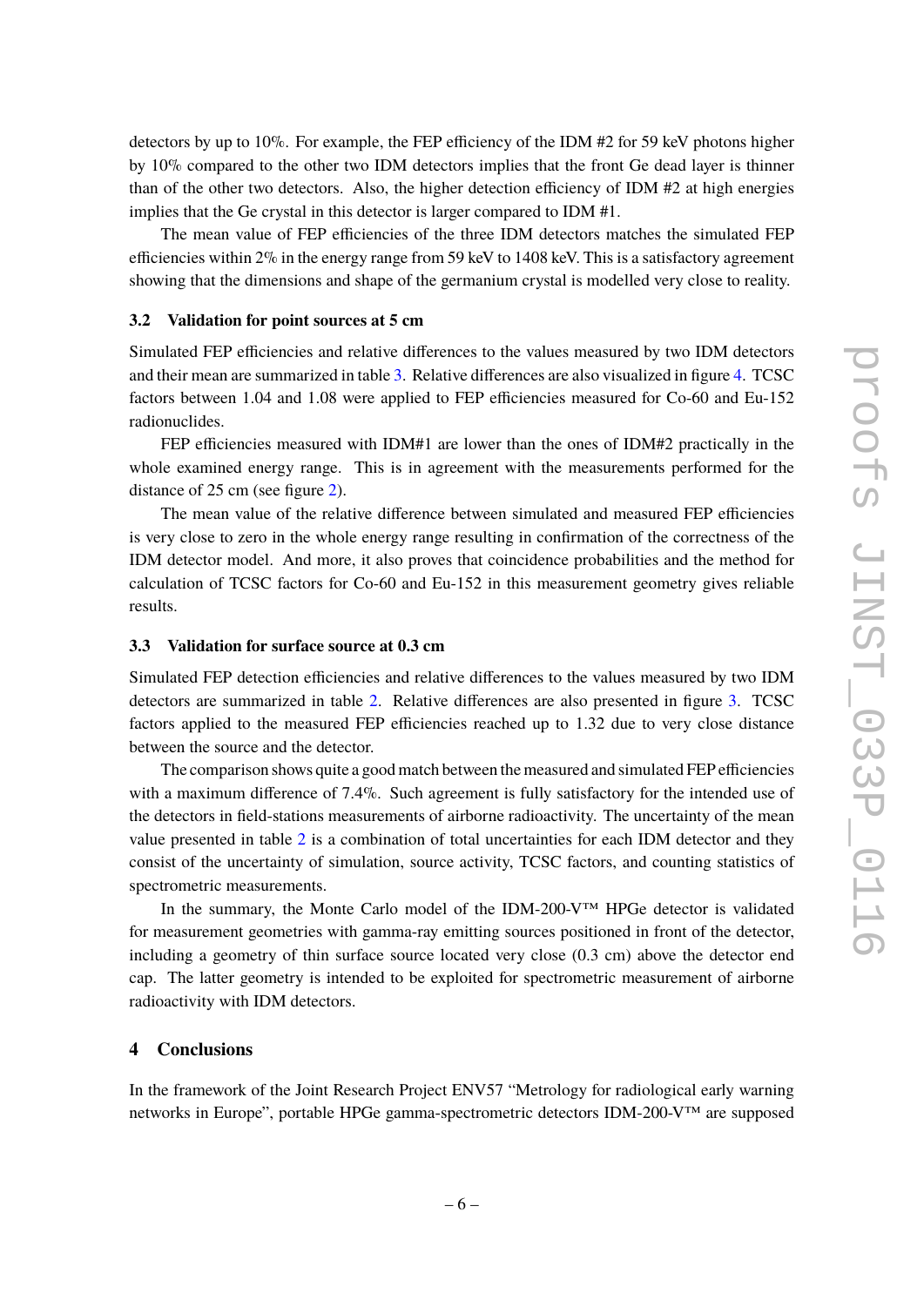detectors by up to 10%. For example, the FEP efficiency of the IDM #2 for 59 keV photons higher by 10% compared to the other two IDM detectors implies that the front Ge dead layer is thinner than of the other two detectors. Also, the higher detection efficiency of IDM #2 at high energies implies that the Ge crystal in this detector is larger compared to IDM #1.

The mean value of FEP efficiencies of the three IDM detectors matches the simulated FEP efficiencies within 2% in the energy range from 59 keV to 1408 keV. This is a satisfactory agreement showing that the dimensions and shape of the germanium crystal is modelled very close to reality.

### 3.2 Validation for point sources at 5 cm

Simulated FEP efficiencies and relative differences to the values measured by two IDM detectors and their mean are summarized in table 3. Relative differences are also visualized in figure 4. TCSC factors between 1.04 and 1.08 were applied to FEP efficiencies measured for Co-60 and Eu-152 radionuclides.

FEP efficiencies measured with IDM#1 are lower than the ones of IDM#2 practically in the whole examined energy range. This is in agreement with the measurements performed for the distance of 25 cm (see figure 2).

The mean value of the relative difference between simulated and measured FEP efficiencies is very close to zero in the whole energy range resulting in confirmation of the correctness of the IDM detector model. And more, it also proves that coincidence probabilities and the method for calculation of TCSC factors for Co-60 and Eu-152 in this measurement geometry gives reliable results.

### 3.3 Validation for surface source at 0.3 cm

Simulated FEP detection efficiencies and relative differences to the values measured by two IDM detectors are summarized in table 2. Relative differences are also presented in figure 3. TCSC factors applied to the measured FEP efficiencies reached up to 1.32 due to very close distance between the source and the detector.

The comparison shows quite a good match between the measured and simulated FEP efficiencies with a maximum difference of 7.4%. Such agreement is fully satisfactory for the intended use of the detectors in field-stations measurements of airborne radioactivity. The uncertainty of the mean value presented in table 2 is a combination of total uncertainties for each IDM detector and they consist of the uncertainty of simulation, source activity, TCSC factors, and counting statistics of spectrometric measurements.

In the summary, the Monte Carlo model of the IDM-200-V™ HPGe detector is validated for measurement geometries with gamma-ray emitting sources positioned in front of the detector, including a geometry of thin surface source located very close (0.3 cm) above the detector end cap. The latter geometry is intended to be exploited for spectrometric measurement of airborne radioactivity with IDM detectors.

## 4 Conclusions

In the framework of the Joint Research Project ENV57 "Metrology for radiological early warning networks in Europe", portable HPGe gamma-spectrometric detectors IDM-200-V™ are supposed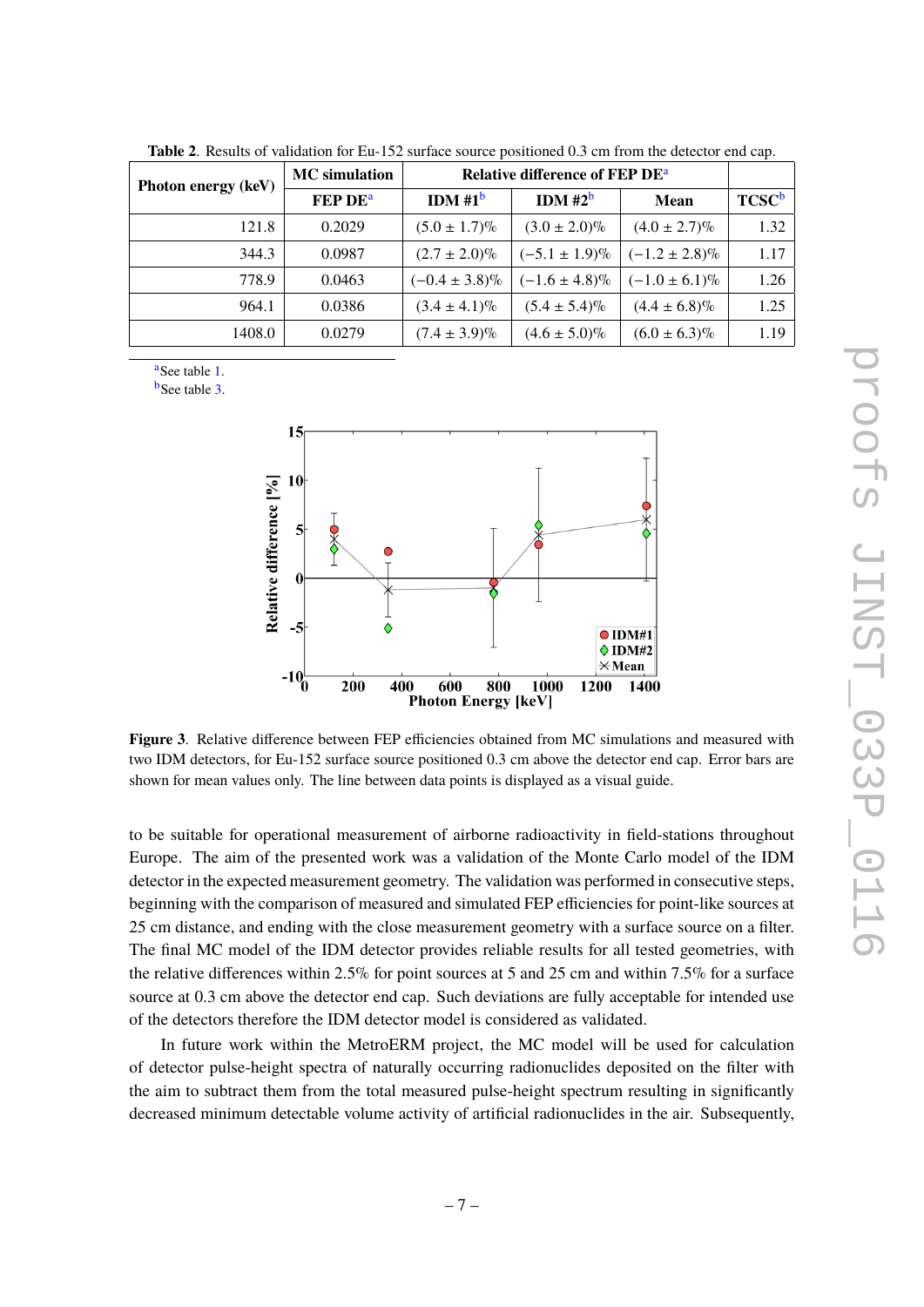**Table 2**. Results of validation for Eu-152 surface source positioned 0.3 cm from the detector end cap.

| Photon energy (keV) | MC simulation | Relative difference of FEP DE[a] | | | |
|---|---|---|---|---|---|
| | FEP DE[a] | IDM #1[b] | IDM #2[b] | Mean | TCSC[b] |
| 121.8 | 0.2029 | (5.0 ± 1.7)% | (3.0 ± 2.0)% | (4.0 ± 2.7)% | 1.32 |
| 344.3 | 0.0987 | (2.7 ± 2.0)% | (−5.1 ± 1.9)% | (−1.2 ± 2.8)% | 1.17 |
| 778.9 | 0.0463 | (−0.4 ± 3.8)% | (−1.6 ± 4.8)% | (−1.0 ± 6.1)% | 1.26 |
| 964.1 | 0.0386 | (3.4 ± 4.1)% | (5.4 ± 5.4)% | (4.4 ± 6.8)% | 1.25 |
| 1408.0 | 0.0279 | (7.4 ± 3.9)% | (4.6 ± 5.0)% | (6.0 ± 6.3)% | 1.19 |

[a]See table 1.
[b]See table 3.

**Figure 3**. Relative difference between FEP efficiencies obtained from MC simulations and measured with two IDM detectors, for Eu-152 surface source positioned 0.3 cm above the detector end cap. Error bars are shown for mean values only. The line between data points is displayed as a visual guide.

to be suitable for operational measurement of airborne radioactivity in field-stations throughout Europe. The aim of the presented work was a validation of the Monte Carlo model of the IDM detector in the expected measurement geometry. The validation was performed in consecutive steps, beginning with the comparison of measured and simulated FEP efficiencies for point-like sources at 25 cm distance, and ending with the close measurement geometry with a surface source on a filter. The final MC model of the IDM detector provides reliable results for all tested geometries, with the relative differences within 2.5% for point sources at 5 and 25 cm and within 7.5% for a surface source at 0.3 cm above the detector end cap. Such deviations are fully acceptable for intended use of the detectors therefore the IDM detector model is considered as validated.

In future work within the MetroERM project, the MC model will be used for calculation of detector pulse-height spectra of naturally occurring radionuclides deposited on the filter with the aim to subtract them from the total measured pulse-height spectrum resulting in significantly decreased minimum detectable volume activity of artificial radionuclides in the air. Subsequently,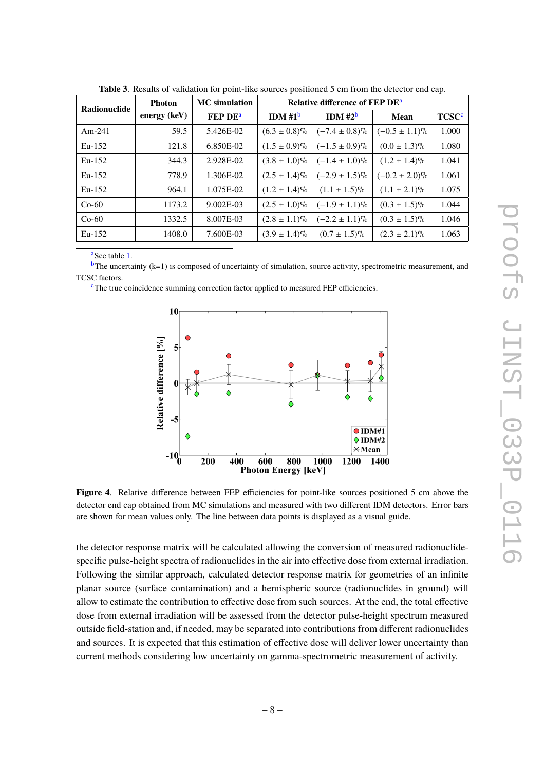**Table 3**. Results of validation for point-like sources positioned 5 cm from the detector end cap.

| Radionuclide | Photon energy (keV) | MC simulation | Relative difference of FEP DE[a] | | | |
|---|---|---|---|---|---|---|
| | | FEP DE[a] | IDM #1[b] | IDM #2[b] | Mean | TCSC[c] |
| Am-241 | 59.5 | 5.426E-02 | (6.3 ± 0.8)% | (−7.4 ± 0.8)% | (−0.5 ± 1.1)% | 1.000 |
| Eu-152 | 121.8 | 6.850E-02 | (1.5 ± 0.9)% | (−1.5 ± 0.9)% | (0.0 ± 1.3)% | 1.080 |
| Eu-152 | 344.3 | 2.928E-02 | (3.8 ± 1.0)% | (−1.4 ± 1.0)% | (1.2 ± 1.4)% | 1.041 |
| Eu-152 | 778.9 | 1.306E-02 | (2.5 ± 1.4)% | (−2.9 ± 1.5)% | (−0.2 ± 2.0)% | 1.061 |
| Eu-152 | 964.1 | 1.075E-02 | (1.2 ± 1.4)% | (1.1 ± 1.5)% | (1.1 ± 2.1)% | 1.075 |
| Co-60 | 1173.2 | 9.002E-03 | (2.5 ± 1.0)% | (−1.9 ± 1.1)% | (0.3 ± 1.5)% | 1.044 |
| Co-60 | 1332.5 | 8.007E-03 | (2.8 ± 1.1)% | (−2.2 ± 1.1)% | (0.3 ± 1.5)% | 1.046 |
| Eu-152 | 1408.0 | 7.600E-03 | (3.9 ± 1.4)% | (0.7 ± 1.5)% | (2.3 ± 2.1)% | 1.063 |

[a]See table 1.
[b]The uncertainty (k=1) is composed of uncertainty of simulation, source activity, spectrometric measurement, and TCSC factors.
[c]The true coincidence summing correction factor applied to measured FEP efficiencies.

**Figure 4**. Relative difference between FEP efficiencies for point-like sources positioned 5 cm above the detector end cap obtained from MC simulations and measured with two different IDM detectors. Error bars are shown for mean values only. The line between data points is displayed as a visual guide.

the detector response matrix will be calculated allowing the conversion of measured radionuclide-specific pulse-height spectra of radionuclides in the air into effective dose from external irradiation. Following the similar approach, calculated detector response matrix for geometries of an infinite planar source (surface contamination) and a hemispheric source (radionuclides in ground) will allow to estimate the contribution to effective dose from such sources. At the end, the total effective dose from external irradiation will be assessed from the detector pulse-height spectrum measured outside field-station and, if needed, may be separated into contributions from different radionuclides and sources. It is expected that this estimation of effective dose will deliver lower uncertainty than current methods considering low uncertainty on gamma-spectrometric measurement of activity.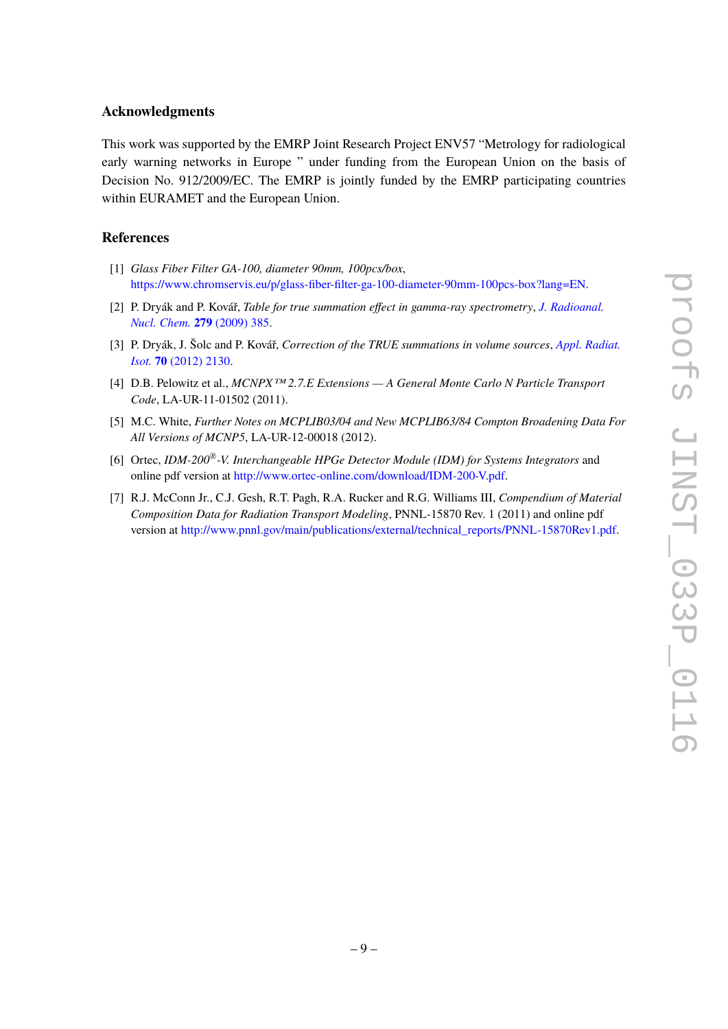## Acknowledgments

This work was supported by the EMRP Joint Research Project ENV57 "Metrology for radiological early warning networks in Europe " under funding from the European Union on the basis of Decision No. 912/2009/EC. The EMRP is jointly funded by the EMRP participating countries within EURAMET and the European Union.

## References

[1] *Glass Fiber Filter GA-100, diameter 90mm, 100pcs/box*, https://www.chromservis.eu/p/glass-fiber-filter-ga-100-diameter-90mm-100pcs-box?lang=EN.

[2] P. Dryák and P. Kovář, *Table for true summation effect in gamma-ray spectrometry*, *J. Radioanal. Nucl. Chem.* **279** (2009) 385.

[3] P. Dryák, J. Šolc and P. Kovář, *Correction of the TRUE summations in volume sources*, *Appl. Radiat. Isot.* **70** (2012) 2130.

[4] D.B. Pelowitz et al., *MCNPX™ 2.7.E Extensions — A General Monte Carlo N Particle Transport Code*, LA-UR-11-01502 (2011).

[5] M.C. White, *Further Notes on MCPLIB03/04 and New MCPLIB63/84 Compton Broadening Data For All Versions of MCNP5*, LA-UR-12-00018 (2012).

[6] Ortec, *IDM-200®-V. Interchangeable HPGe Detector Module (IDM) for Systems Integrators* and online pdf version at http://www.ortec-online.com/download/IDM-200-V.pdf.

[7] R.J. McConn Jr., C.J. Gesh, R.T. Pagh, R.A. Rucker and R.G. Williams III, *Compendium of Material Composition Data for Radiation Transport Modeling*, PNNL-15870 Rev. 1 (2011) and online pdf version at http://www.pnnl.gov/main/publications/external/technical_reports/PNNL-15870Rev1.pdf.